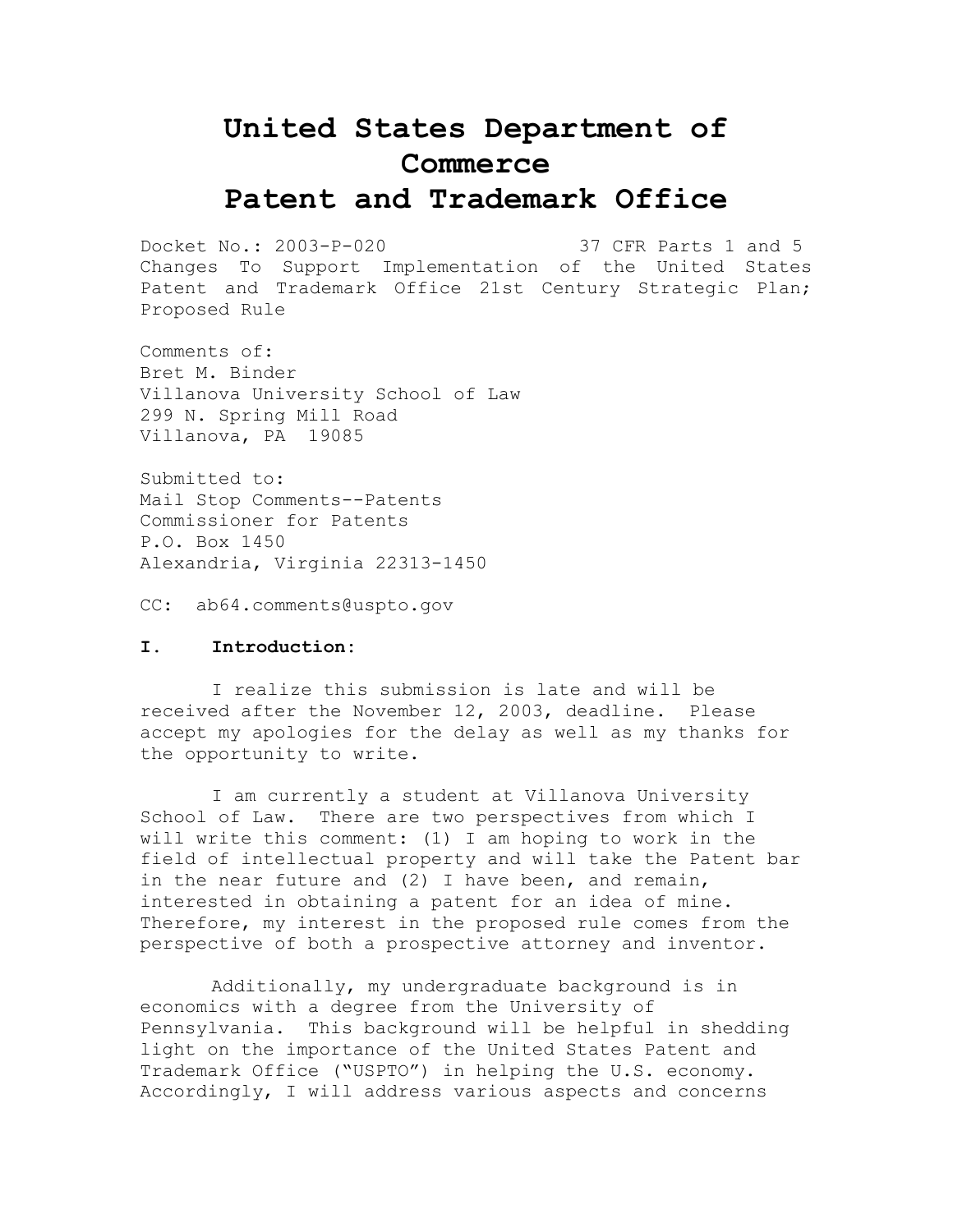# United States Department of Commerce
# Patent and Trademark Office

Docket No.: 2003-P-020 37 CFR Parts 1 and 5
Changes To Support Implementation of the United States Patent and Trademark Office 21st Century Strategic Plan; Proposed Rule

Comments of:
Bret M. Binder
Villanova University School of Law
299 N. Spring Mill Road
Villanova, PA 19085

Submitted to:
Mail Stop Comments--Patents
Commissioner for Patents
P.O. Box 1450
Alexandria, Virginia 22313-1450

CC: ab64.comments@uspto.gov

## I. Introduction:

I realize this submission is late and will be received after the November 12, 2003, deadline. Please accept my apologies for the delay as well as my thanks for the opportunity to write.

I am currently a student at Villanova University School of Law. There are two perspectives from which I will write this comment: (1) I am hoping to work in the field of intellectual property and will take the Patent bar in the near future and (2) I have been, and remain, interested in obtaining a patent for an idea of mine. Therefore, my interest in the proposed rule comes from the perspective of both a prospective attorney and inventor.

Additionally, my undergraduate background is in economics with a degree from the University of Pennsylvania. This background will be helpful in shedding light on the importance of the United States Patent and Trademark Office ("USPTO") in helping the U.S. economy. Accordingly, I will address various aspects and concerns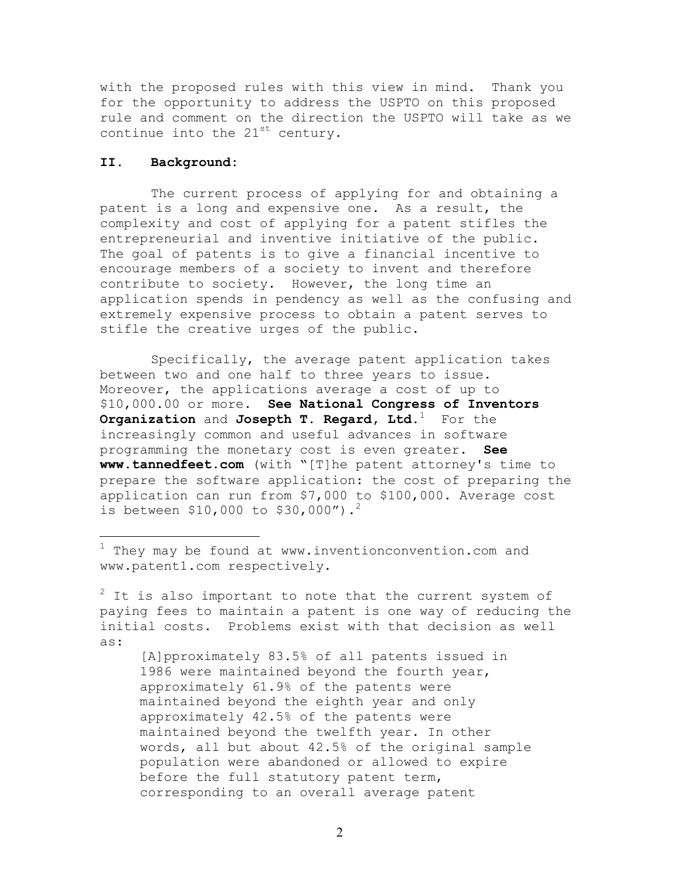with the proposed rules with this view in mind. Thank you for the opportunity to address the USPTO on this proposed rule and comment on the direction the USPTO will take as we continue into the 21st century.

## II. Background:

The current process of applying for and obtaining a patent is a long and expensive one. As a result, the complexity and cost of applying for a patent stifles the entrepreneurial and inventive initiative of the public. The goal of patents is to give a financial incentive to encourage members of a society to invent and therefore contribute to society. However, the long time an application spends in pendency as well as the confusing and extremely expensive process to obtain a patent serves to stifle the creative urges of the public.

Specifically, the average patent application takes between two and one half to three years to issue. Moreover, the applications average a cost of up to $10,000.00 or more. **See National Congress of Inventors Organization** and **Josepth T. Regard, Ltd.**[1] For the increasingly common and useful advances in software programming the monetary cost is even greater. **See www.tannedfeet.com** (with "[T]he patent attorney's time to prepare the software application: the cost of preparing the application can run from $7,000 to $100,000. Average cost is between $10,000 to $30,000").[2]

---

[1] They may be found at www.inventionconvention.com and www.patent1.com respectively.

[2] It is also important to note that the current system of paying fees to maintain a patent is one way of reducing the initial costs. Problems exist with that decision as well as:

> [A]pproximately 83.5% of all patents issued in 1986 were maintained beyond the fourth year, approximately 61.9% of the patents were maintained beyond the eighth year and only approximately 42.5% of the patents were maintained beyond the twelfth year. In other words, all but about 42.5% of the original sample population were abandoned or allowed to expire before the full statutory patent term, corresponding to an overall average patent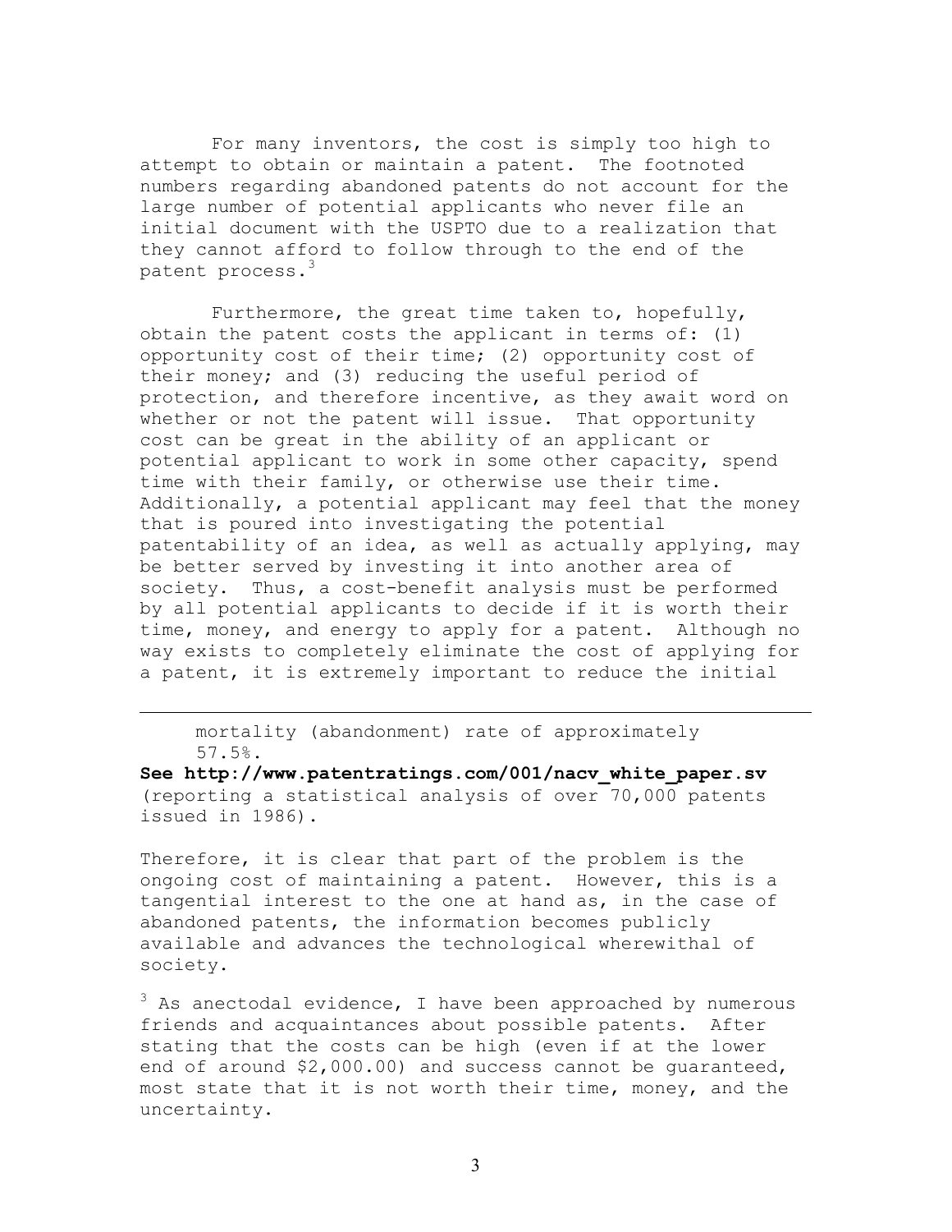For many inventors, the cost is simply too high to attempt to obtain or maintain a patent. The footnoted numbers regarding abandoned patents do not account for the large number of potential applicants who never file an initial document with the USPTO due to a realization that they cannot afford to follow through to the end of the patent process.[3]

Furthermore, the great time taken to, hopefully, obtain the patent costs the applicant in terms of: (1) opportunity cost of their time; (2) opportunity cost of their money; and (3) reducing the useful period of protection, and therefore incentive, as they await word on whether or not the patent will issue. That opportunity cost can be great in the ability of an applicant or potential applicant to work in some other capacity, spend time with their family, or otherwise use their time. Additionally, a potential applicant may feel that the money that is poured into investigating the potential patentability of an idea, as well as actually applying, may be better served by investing it into another area of society. Thus, a cost-benefit analysis must be performed by all potential applicants to decide if it is worth their time, money, and energy to apply for a patent. Although no way exists to completely eliminate the cost of applying for a patent, it is extremely important to reduce the initial

---

mortality (abandonment) rate of approximately 57.5%.

**See http://www.patentratings.com/001/nacv_white_paper.sv** (reporting a statistical analysis of over 70,000 patents issued in 1986).

Therefore, it is clear that part of the problem is the ongoing cost of maintaining a patent. However, this is a tangential interest to the one at hand as, in the case of abandoned patents, the information becomes publicly available and advances the technological wherewithal of society.

[3] As anectodal evidence, I have been approached by numerous friends and acquaintances about possible patents. After stating that the costs can be high (even if at the lower end of around $2,000.00) and success cannot be guaranteed, most state that it is not worth their time, money, and the uncertainty.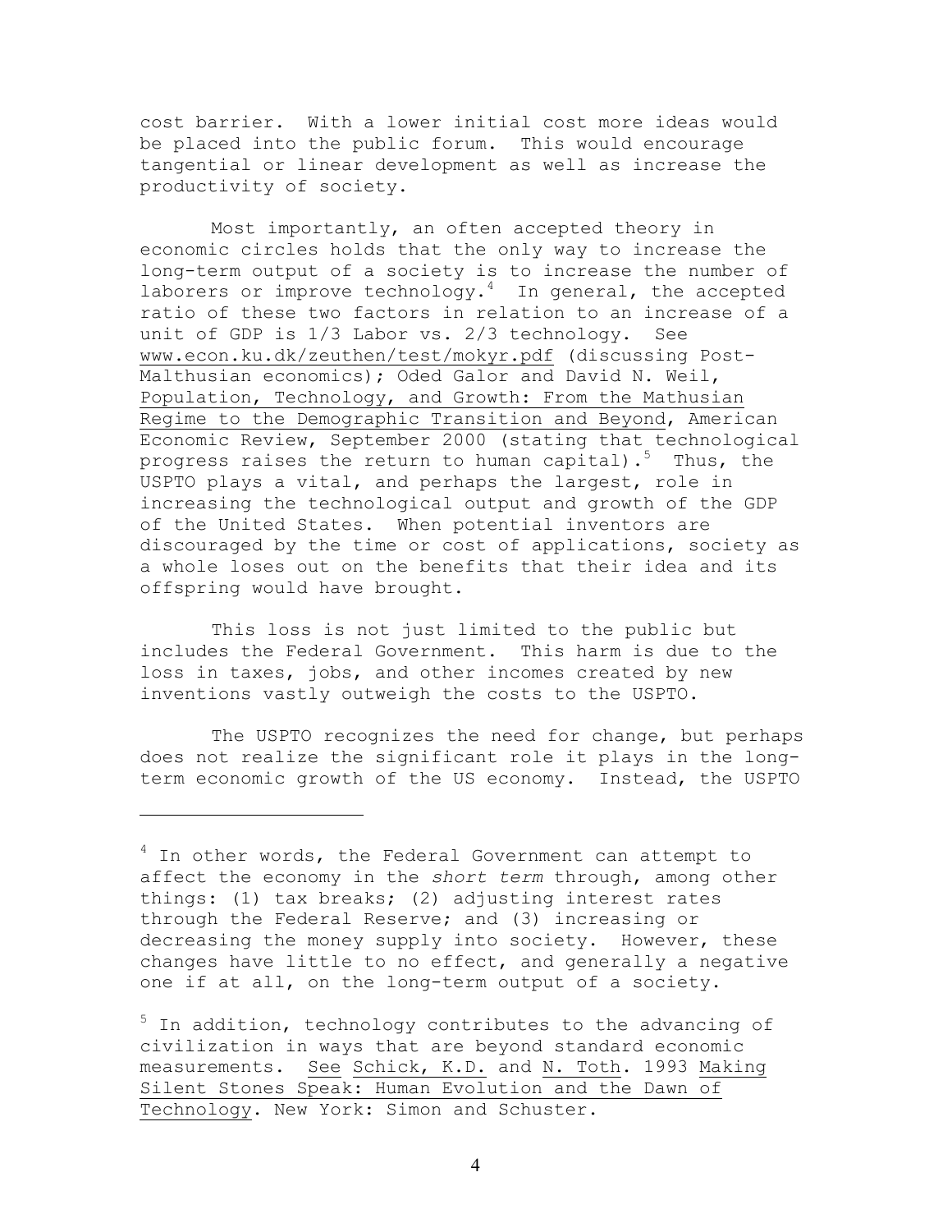cost barrier. With a lower initial cost more ideas would be placed into the public forum. This would encourage tangential or linear development as well as increase the productivity of society.

Most importantly, an often accepted theory in economic circles holds that the only way to increase the long-term output of a society is to increase the number of laborers or improve technology.[4] In general, the accepted ratio of these two factors in relation to an increase of a unit of GDP is 1/3 Labor vs. 2/3 technology. See www.econ.ku.dk/zeuthen/test/mokyr.pdf (discussing Post-Malthusian economics); Oded Galor and David N. Weil, Population, Technology, and Growth: From the Mathusian Regime to the Demographic Transition and Beyond, American Economic Review, September 2000 (stating that technological progress raises the return to human capital).[5] Thus, the USPTO plays a vital, and perhaps the largest, role in increasing the technological output and growth of the GDP of the United States. When potential inventors are discouraged by the time or cost of applications, society as a whole loses out on the benefits that their idea and its offspring would have brought.

This loss is not just limited to the public but includes the Federal Government. This harm is due to the loss in taxes, jobs, and other incomes created by new inventions vastly outweigh the costs to the USPTO.

The USPTO recognizes the need for change, but perhaps does not realize the significant role it plays in the long-term economic growth of the US economy. Instead, the USPTO

---

[4] In other words, the Federal Government can attempt to affect the economy in the *short term* through, among other things: (1) tax breaks; (2) adjusting interest rates through the Federal Reserve; and (3) increasing or decreasing the money supply into society. However, these changes have little to no effect, and generally a negative one if at all, on the long-term output of a society.

[5] In addition, technology contributes to the advancing of civilization in ways that are beyond standard economic measurements. See Schick, K.D. and N. Toth. 1993 Making Silent Stones Speak: Human Evolution and the Dawn of Technology. New York: Simon and Schuster.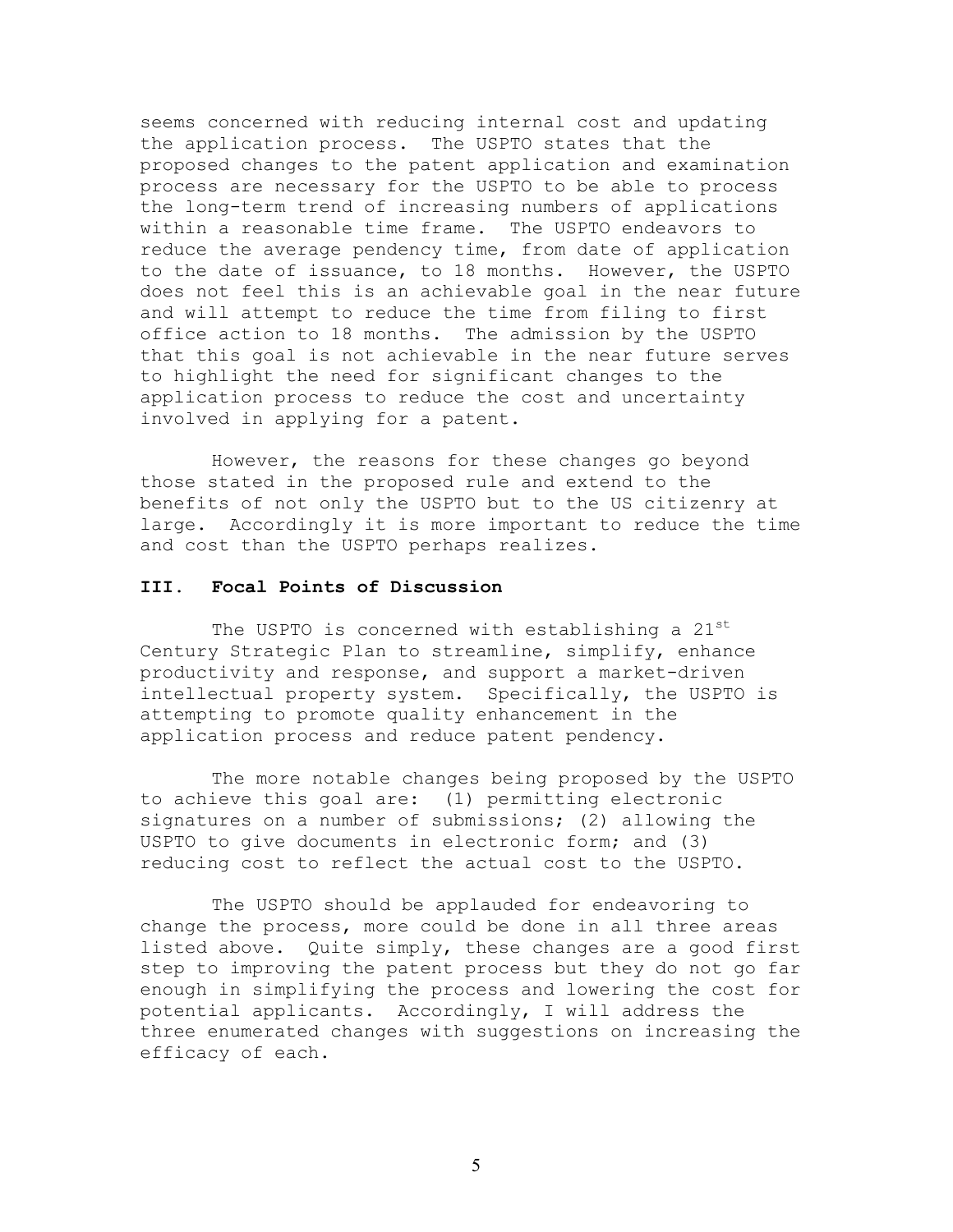seems concerned with reducing internal cost and updating the application process. The USPTO states that the proposed changes to the patent application and examination process are necessary for the USPTO to be able to process the long-term trend of increasing numbers of applications within a reasonable time frame. The USPTO endeavors to reduce the average pendency time, from date of application to the date of issuance, to 18 months. However, the USPTO does not feel this is an achievable goal in the near future and will attempt to reduce the time from filing to first office action to 18 months. The admission by the USPTO that this goal is not achievable in the near future serves to highlight the need for significant changes to the application process to reduce the cost and uncertainty involved in applying for a patent.

However, the reasons for these changes go beyond those stated in the proposed rule and extend to the benefits of not only the USPTO but to the US citizenry at large. Accordingly it is more important to reduce the time and cost than the USPTO perhaps realizes.

### III. Focal Points of Discussion

The USPTO is concerned with establishing a 21st Century Strategic Plan to streamline, simplify, enhance productivity and response, and support a market-driven intellectual property system. Specifically, the USPTO is attempting to promote quality enhancement in the application process and reduce patent pendency.

The more notable changes being proposed by the USPTO to achieve this goal are: (1) permitting electronic signatures on a number of submissions; (2) allowing the USPTO to give documents in electronic form; and (3) reducing cost to reflect the actual cost to the USPTO.

The USPTO should be applauded for endeavoring to change the process, more could be done in all three areas listed above. Quite simply, these changes are a good first step to improving the patent process but they do not go far enough in simplifying the process and lowering the cost for potential applicants. Accordingly, I will address the three enumerated changes with suggestions on increasing the efficacy of each.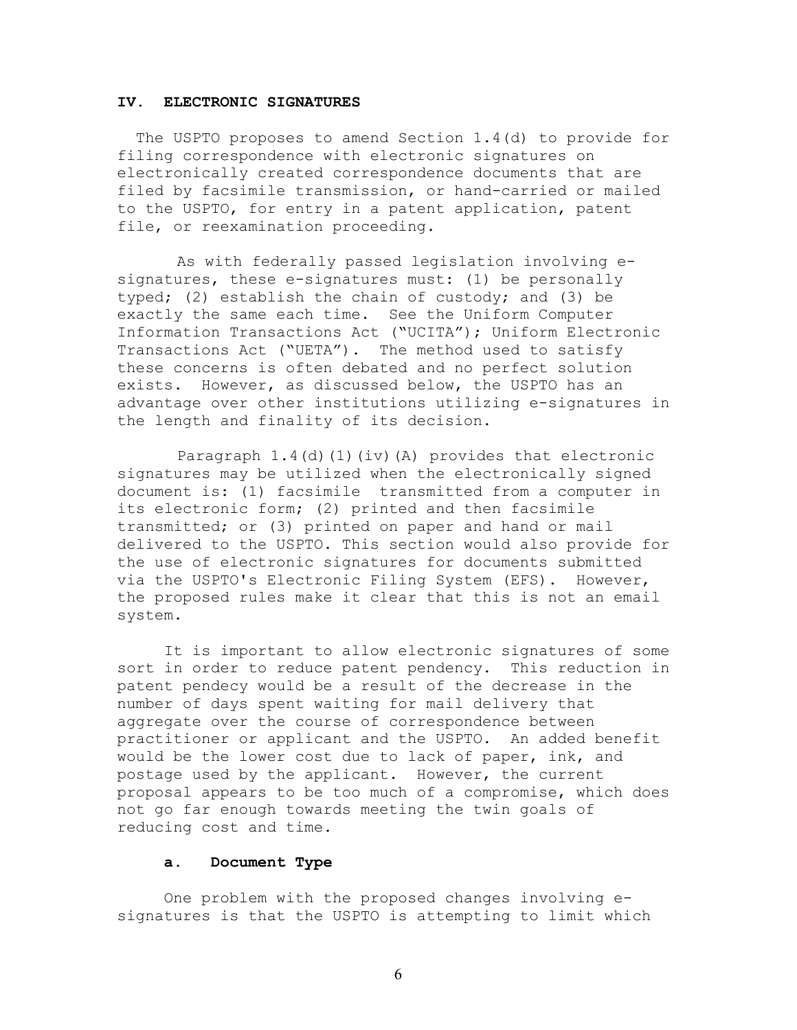## IV. ELECTRONIC SIGNATURES

The USPTO proposes to amend Section 1.4(d) to provide for filing correspondence with electronic signatures on electronically created correspondence documents that are filed by facsimile transmission, or hand-carried or mailed to the USPTO, for entry in a patent application, patent file, or reexamination proceeding.

As with federally passed legislation involving e-signatures, these e-signatures must: (1) be personally typed; (2) establish the chain of custody; and (3) be exactly the same each time. See the Uniform Computer Information Transactions Act ("UCITA"); Uniform Electronic Transactions Act ("UETA"). The method used to satisfy these concerns is often debated and no perfect solution exists. However, as discussed below, the USPTO has an advantage over other institutions utilizing e-signatures in the length and finality of its decision.

Paragraph 1.4(d)(1)(iv)(A) provides that electronic signatures may be utilized when the electronically signed document is: (1) facsimile transmitted from a computer in its electronic form; (2) printed and then facsimile transmitted; or (3) printed on paper and hand or mail delivered to the USPTO. This section would also provide for the use of electronic signatures for documents submitted via the USPTO's Electronic Filing System (EFS). However, the proposed rules make it clear that this is not an email system.

It is important to allow electronic signatures of some sort in order to reduce patent pendency. This reduction in patent pendecy would be a result of the decrease in the number of days spent waiting for mail delivery that aggregate over the course of correspondence between practitioner or applicant and the USPTO. An added benefit would be the lower cost due to lack of paper, ink, and postage used by the applicant. However, the current proposal appears to be too much of a compromise, which does not go far enough towards meeting the twin goals of reducing cost and time.

### a. Document Type

One problem with the proposed changes involving e-signatures is that the USPTO is attempting to limit which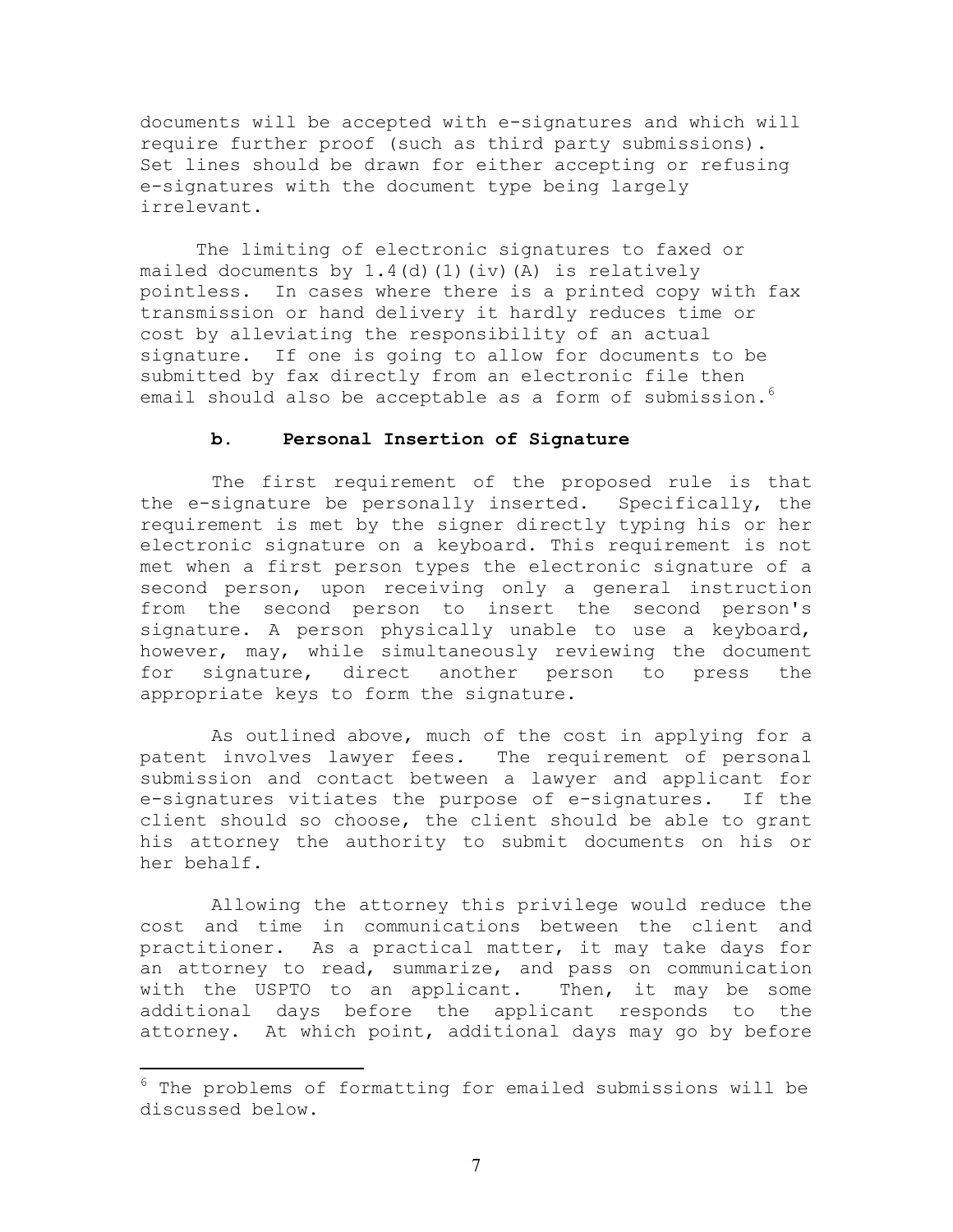documents will be accepted with e-signatures and which will require further proof (such as third party submissions). Set lines should be drawn for either accepting or refusing e-signatures with the document type being largely irrelevant.

The limiting of electronic signatures to faxed or mailed documents by 1.4(d)(1)(iv)(A) is relatively pointless. In cases where there is a printed copy with fax transmission or hand delivery it hardly reduces time or cost by alleviating the responsibility of an actual signature. If one is going to allow for documents to be submitted by fax directly from an electronic file then email should also be acceptable as a form of submission.[6]

### b. Personal Insertion of Signature

The first requirement of the proposed rule is that the e-signature be personally inserted. Specifically, the requirement is met by the signer directly typing his or her electronic signature on a keyboard. This requirement is not met when a first person types the electronic signature of a second person, upon receiving only a general instruction from the second person to insert the second person's signature. A person physically unable to use a keyboard, however, may, while simultaneously reviewing the document for signature, direct another person to press the appropriate keys to form the signature.

As outlined above, much of the cost in applying for a patent involves lawyer fees. The requirement of personal submission and contact between a lawyer and applicant for e-signatures vitiates the purpose of e-signatures. If the client should so choose, the client should be able to grant his attorney the authority to submit documents on his or her behalf.

Allowing the attorney this privilege would reduce the cost and time in communications between the client and practitioner. As a practical matter, it may take days for an attorney to read, summarize, and pass on communication with the USPTO to an applicant. Then, it may be some additional days before the applicant responds to the attorney. At which point, additional days may go by before

---

[6] The problems of formatting for emailed submissions will be discussed below.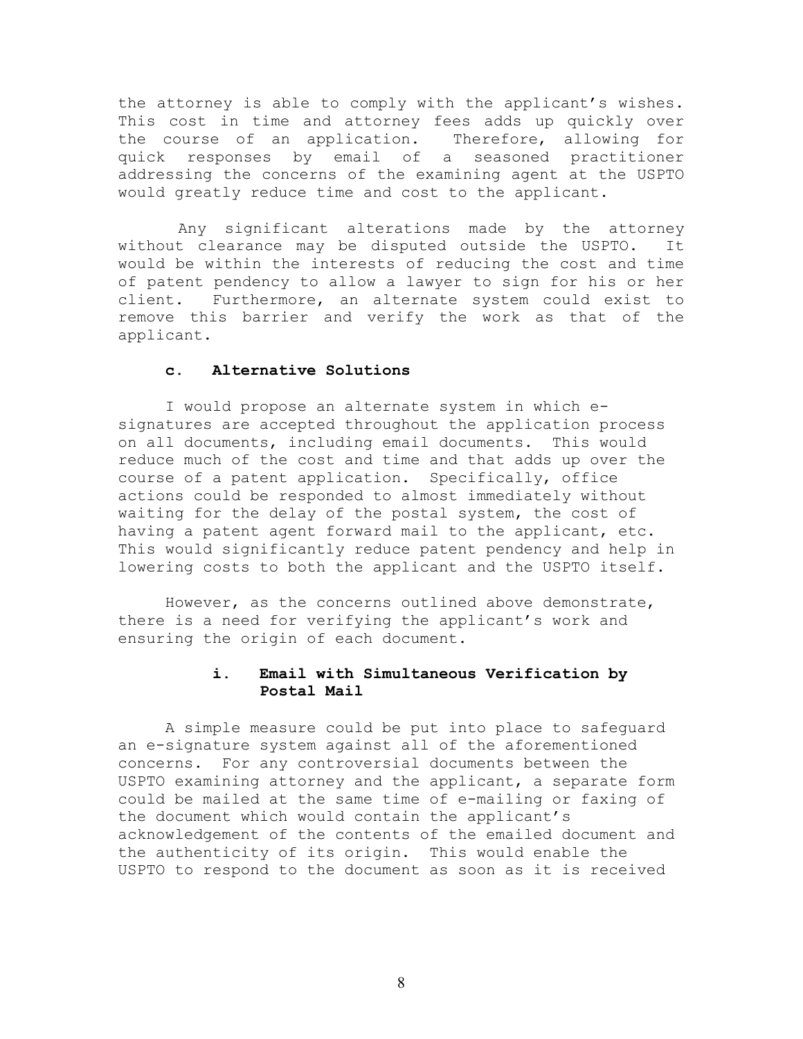the attorney is able to comply with the applicant's wishes. This cost in time and attorney fees adds up quickly over the course of an application. Therefore, allowing for quick responses by email of a seasoned practitioner addressing the concerns of the examining agent at the USPTO would greatly reduce time and cost to the applicant.

Any significant alterations made by the attorney without clearance may be disputed outside the USPTO. It would be within the interests of reducing the cost and time of patent pendency to allow a lawyer to sign for his or her client. Furthermore, an alternate system could exist to remove this barrier and verify the work as that of the applicant.

### c. Alternative Solutions

I would propose an alternate system in which e-signatures are accepted throughout the application process on all documents, including email documents. This would reduce much of the cost and time and that adds up over the course of a patent application. Specifically, office actions could be responded to almost immediately without waiting for the delay of the postal system, the cost of having a patent agent forward mail to the applicant, etc. This would significantly reduce patent pendency and help in lowering costs to both the applicant and the USPTO itself.

However, as the concerns outlined above demonstrate, there is a need for verifying the applicant's work and ensuring the origin of each document.

#### i. Email with Simultaneous Verification by Postal Mail

A simple measure could be put into place to safeguard an e-signature system against all of the aforementioned concerns. For any controversial documents between the USPTO examining attorney and the applicant, a separate form could be mailed at the same time of e-mailing or faxing of the document which would contain the applicant's acknowledgement of the contents of the emailed document and the authenticity of its origin. This would enable the USPTO to respond to the document as soon as it is received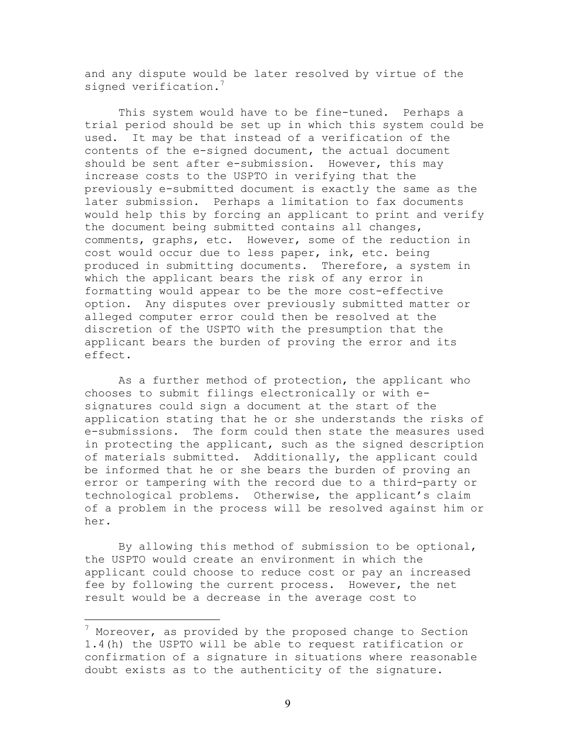and any dispute would be later resolved by virtue of the signed verification.[7]

This system would have to be fine-tuned. Perhaps a trial period should be set up in which this system could be used. It may be that instead of a verification of the contents of the e-signed document, the actual document should be sent after e-submission. However, this may increase costs to the USPTO in verifying that the previously e-submitted document is exactly the same as the later submission. Perhaps a limitation to fax documents would help this by forcing an applicant to print and verify the document being submitted contains all changes, comments, graphs, etc. However, some of the reduction in cost would occur due to less paper, ink, etc. being produced in submitting documents. Therefore, a system in which the applicant bears the risk of any error in formatting would appear to be the more cost-effective option. Any disputes over previously submitted matter or alleged computer error could then be resolved at the discretion of the USPTO with the presumption that the applicant bears the burden of proving the error and its effect.

As a further method of protection, the applicant who chooses to submit filings electronically or with e-signatures could sign a document at the start of the application stating that he or she understands the risks of e-submissions. The form could then state the measures used in protecting the applicant, such as the signed description of materials submitted. Additionally, the applicant could be informed that he or she bears the burden of proving an error or tampering with the record due to a third-party or technological problems. Otherwise, the applicant's claim of a problem in the process will be resolved against him or her.

By allowing this method of submission to be optional, the USPTO would create an environment in which the applicant could choose to reduce cost or pay an increased fee by following the current process. However, the net result would be a decrease in the average cost to

---

[7] Moreover, as provided by the proposed change to Section 1.4(h) the USPTO will be able to request ratification or confirmation of a signature in situations where reasonable doubt exists as to the authenticity of the signature.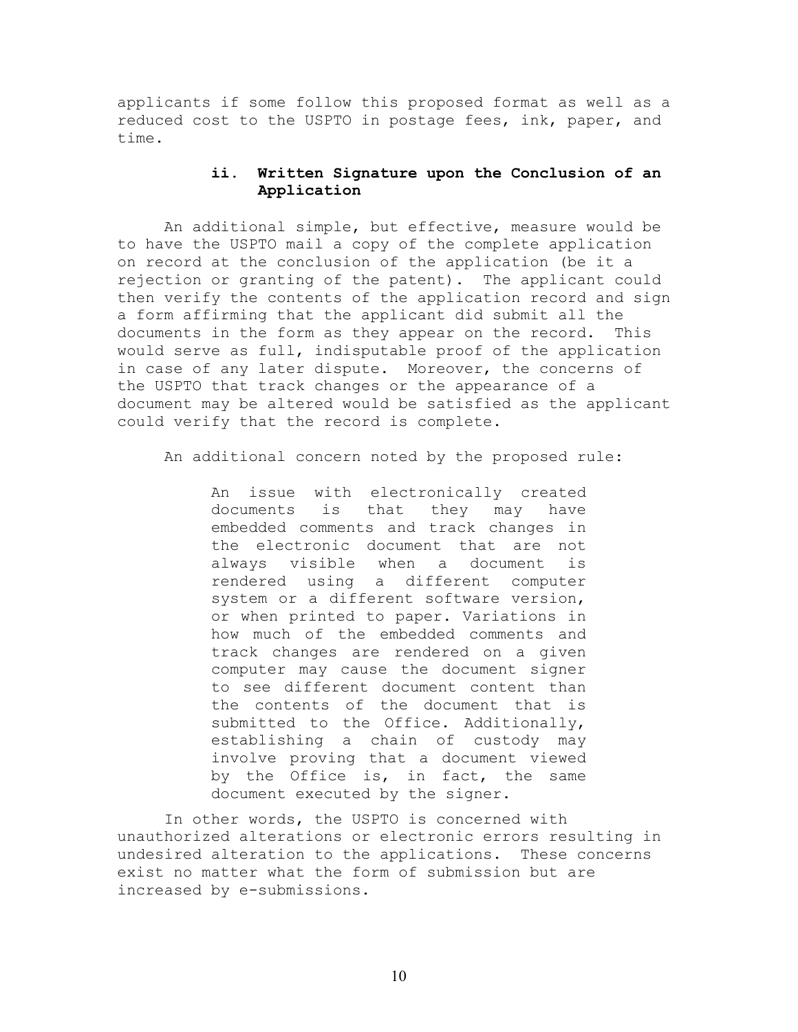applicants if some follow this proposed format as well as a reduced cost to the USPTO in postage fees, ink, paper, and time.

### ii. Written Signature upon the Conclusion of an Application

An additional simple, but effective, measure would be to have the USPTO mail a copy of the complete application on record at the conclusion of the application (be it a rejection or granting of the patent). The applicant could then verify the contents of the application record and sign a form affirming that the applicant did submit all the documents in the form as they appear on the record. This would serve as full, indisputable proof of the application in case of any later dispute. Moreover, the concerns of the USPTO that track changes or the appearance of a document may be altered would be satisfied as the applicant could verify that the record is complete.

An additional concern noted by the proposed rule:

> An issue with electronically created documents is that they may have embedded comments and track changes in the electronic document that are not always visible when a document is rendered using a different computer system or a different software version, or when printed to paper. Variations in how much of the embedded comments and track changes are rendered on a given computer may cause the document signer to see different document content than the contents of the document that is submitted to the Office. Additionally, establishing a chain of custody may involve proving that a document viewed by the Office is, in fact, the same document executed by the signer.

In other words, the USPTO is concerned with unauthorized alterations or electronic errors resulting in undesired alteration to the applications. These concerns exist no matter what the form of submission but are increased by e-submissions.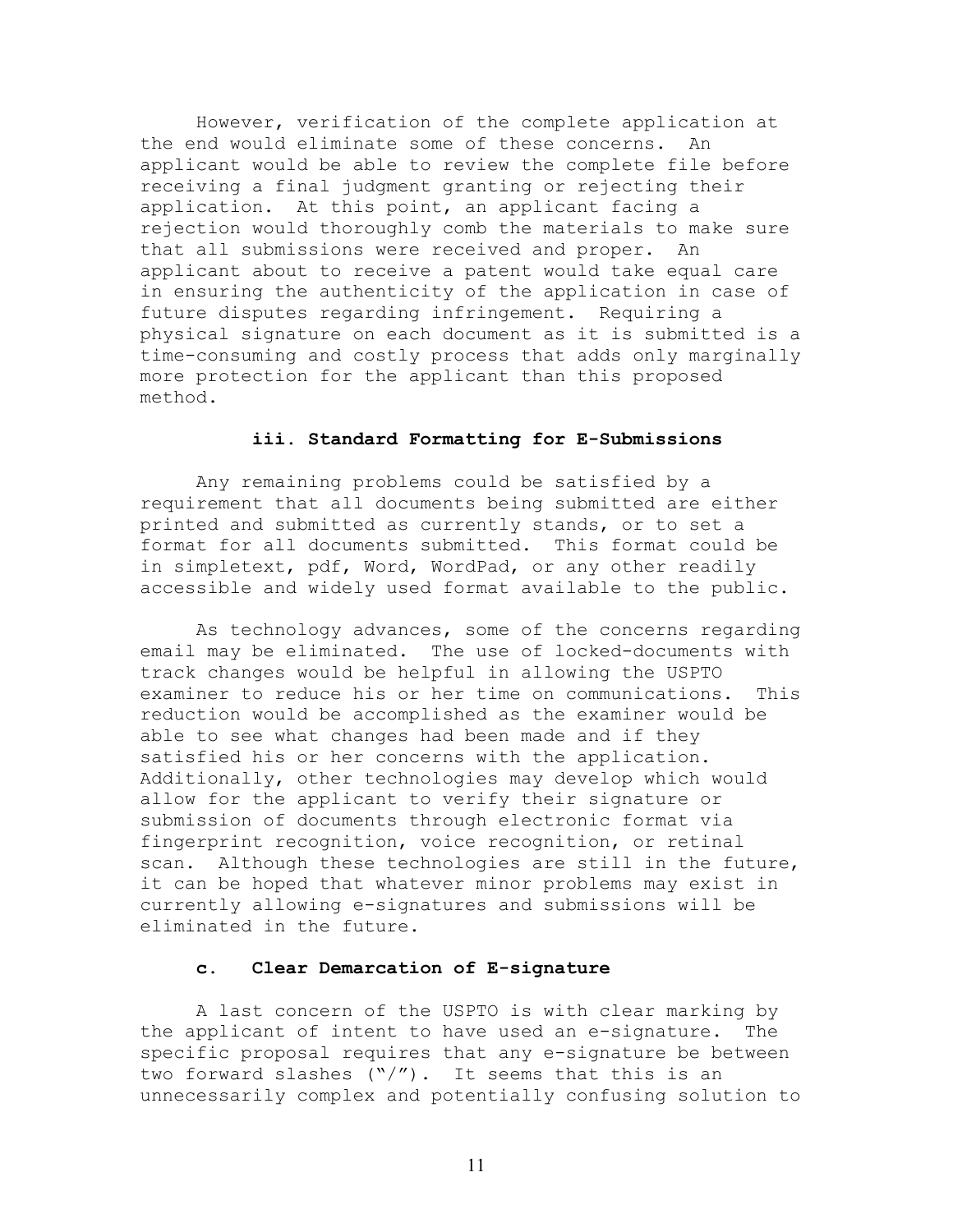However, verification of the complete application at the end would eliminate some of these concerns. An applicant would be able to review the complete file before receiving a final judgment granting or rejecting their application. At this point, an applicant facing a rejection would thoroughly comb the materials to make sure that all submissions were received and proper. An applicant about to receive a patent would take equal care in ensuring the authenticity of the application in case of future disputes regarding infringement. Requiring a physical signature on each document as it is submitted is a time-consuming and costly process that adds only marginally more protection for the applicant than this proposed method.

### iii. Standard Formatting for E-Submissions

Any remaining problems could be satisfied by a requirement that all documents being submitted are either printed and submitted as currently stands, or to set a format for all documents submitted. This format could be in simpletext, pdf, Word, WordPad, or any other readily accessible and widely used format available to the public.

As technology advances, some of the concerns regarding email may be eliminated. The use of locked-documents with track changes would be helpful in allowing the USPTO examiner to reduce his or her time on communications. This reduction would be accomplished as the examiner would be able to see what changes had been made and if they satisfied his or her concerns with the application. Additionally, other technologies may develop which would allow for the applicant to verify their signature or submission of documents through electronic format via fingerprint recognition, voice recognition, or retinal scan. Although these technologies are still in the future, it can be hoped that whatever minor problems may exist in currently allowing e-signatures and submissions will be eliminated in the future.

### c. Clear Demarcation of E-signature

A last concern of the USPTO is with clear marking by the applicant of intent to have used an e-signature. The specific proposal requires that any e-signature be between two forward slashes ("/"). It seems that this is an unnecessarily complex and potentially confusing solution to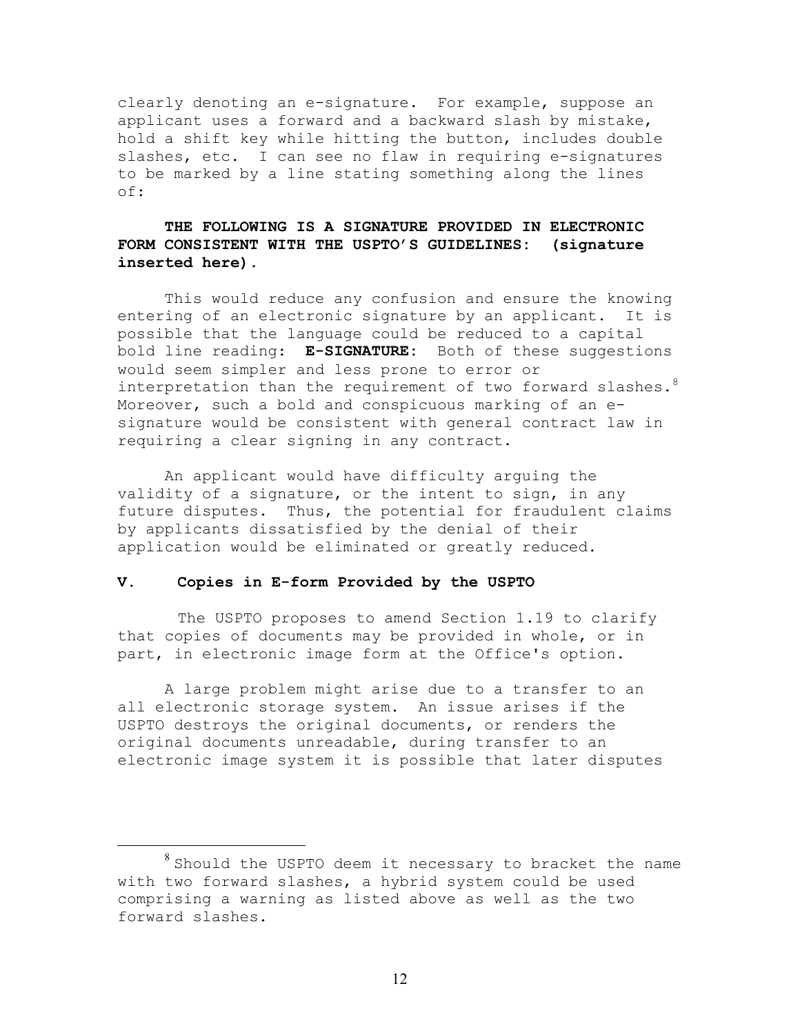clearly denoting an e-signature. For example, suppose an applicant uses a forward and a backward slash by mistake, hold a shift key while hitting the button, includes double slashes, etc. I can see no flaw in requiring e-signatures to be marked by a line stating something along the lines of:

**THE FOLLOWING IS A SIGNATURE PROVIDED IN ELECTRONIC FORM CONSISTENT WITH THE USPTO'S GUIDELINES: (signature inserted here).**

This would reduce any confusion and ensure the knowing entering of an electronic signature by an applicant. It is possible that the language could be reduced to a capital bold line reading: **E-SIGNATURE:** Both of these suggestions would seem simpler and less prone to error or interpretation than the requirement of two forward slashes.[8] Moreover, such a bold and conspicuous marking of an e-signature would be consistent with general contract law in requiring a clear signing in any contract.

An applicant would have difficulty arguing the validity of a signature, or the intent to sign, in any future disputes. Thus, the potential for fraudulent claims by applicants dissatisfied by the denial of their application would be eliminated or greatly reduced.

## V. Copies in E-form Provided by the USPTO

The USPTO proposes to amend Section 1.19 to clarify that copies of documents may be provided in whole, or in part, in electronic image form at the Office's option.

A large problem might arise due to a transfer to an all electronic storage system. An issue arises if the USPTO destroys the original documents, or renders the original documents unreadable, during transfer to an electronic image system it is possible that later disputes

---

[8] Should the USPTO deem it necessary to bracket the name with two forward slashes, a hybrid system could be used comprising a warning as listed above as well as the two forward slashes.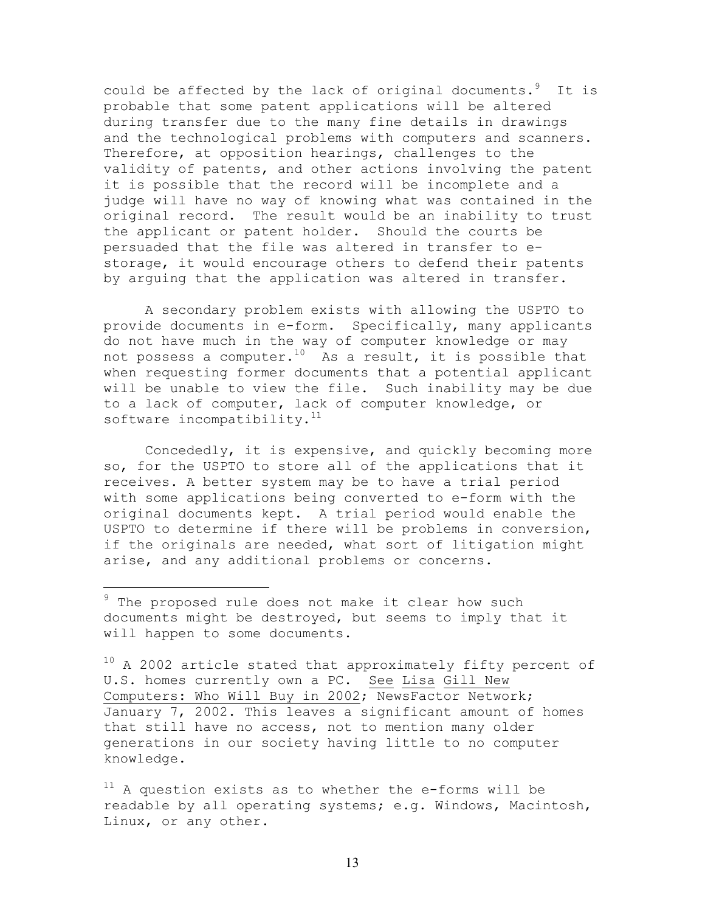could be affected by the lack of original documents.[9] It is probable that some patent applications will be altered during transfer due to the many fine details in drawings and the technological problems with computers and scanners. Therefore, at opposition hearings, challenges to the validity of patents, and other actions involving the patent it is possible that the record will be incomplete and a judge will have no way of knowing what was contained in the original record. The result would be an inability to trust the applicant or patent holder. Should the courts be persuaded that the file was altered in transfer to e-storage, it would encourage others to defend their patents by arguing that the application was altered in transfer.

A secondary problem exists with allowing the USPTO to provide documents in e-form. Specifically, many applicants do not have much in the way of computer knowledge or may not possess a computer.[10] As a result, it is possible that when requesting former documents that a potential applicant will be unable to view the file. Such inability may be due to a lack of computer, lack of computer knowledge, or software incompatibility.[11]

Concededly, it is expensive, and quickly becoming more so, for the USPTO to store all of the applications that it receives. A better system may be to have a trial period with some applications being converted to e-form with the original documents kept. A trial period would enable the USPTO to determine if there will be problems in conversion, if the originals are needed, what sort of litigation might arise, and any additional problems or concerns.

---

[9] The proposed rule does not make it clear how such documents might be destroyed, but seems to imply that it will happen to some documents.

[10] A 2002 article stated that approximately fifty percent of U.S. homes currently own a PC. See Lisa Gill New Computers: Who Will Buy in 2002; NewsFactor Network; January 7, 2002. This leaves a significant amount of homes that still have no access, not to mention many older generations in our society having little to no computer knowledge.

[11] A question exists as to whether the e-forms will be readable by all operating systems; e.g. Windows, Macintosh, Linux, or any other.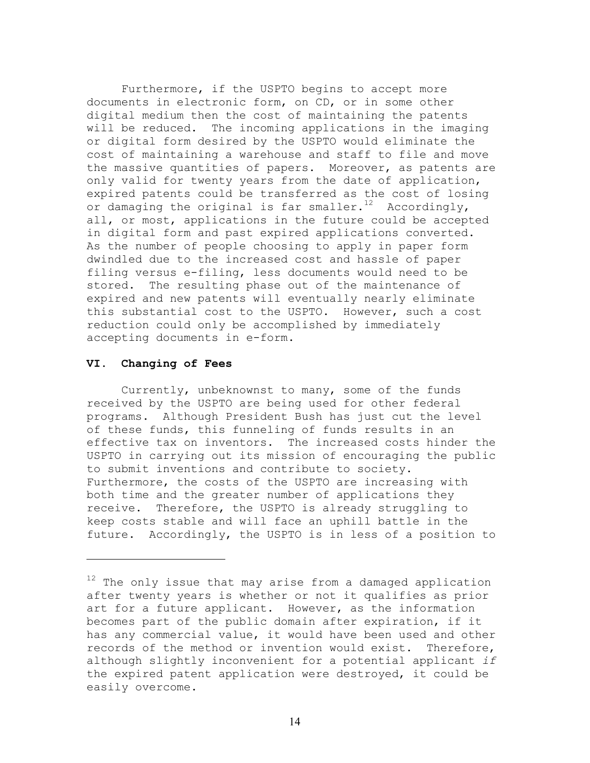Furthermore, if the USPTO begins to accept more documents in electronic form, on CD, or in some other digital medium then the cost of maintaining the patents will be reduced. The incoming applications in the imaging or digital form desired by the USPTO would eliminate the cost of maintaining a warehouse and staff to file and move the massive quantities of papers. Moreover, as patents are only valid for twenty years from the date of application, expired patents could be transferred as the cost of losing or damaging the original is far smaller.[12] Accordingly, all, or most, applications in the future could be accepted in digital form and past expired applications converted. As the number of people choosing to apply in paper form dwindled due to the increased cost and hassle of paper filing versus e-filing, less documents would need to be stored. The resulting phase out of the maintenance of expired and new patents will eventually nearly eliminate this substantial cost to the USPTO. However, such a cost reduction could only be accomplished by immediately accepting documents in e-form.

## VI. Changing of Fees

Currently, unbeknownst to many, some of the funds received by the USPTO are being used for other federal programs. Although President Bush has just cut the level of these funds, this funneling of funds results in an effective tax on inventors. The increased costs hinder the USPTO in carrying out its mission of encouraging the public to submit inventions and contribute to society. Furthermore, the costs of the USPTO are increasing with both time and the greater number of applications they receive. Therefore, the USPTO is already struggling to keep costs stable and will face an uphill battle in the future. Accordingly, the USPTO is in less of a position to

---

[12] The only issue that may arise from a damaged application after twenty years is whether or not it qualifies as prior art for a future applicant. However, as the information becomes part of the public domain after expiration, if it has any commercial value, it would have been used and other records of the method or invention would exist. Therefore, although slightly inconvenient for a potential applicant *if* the expired patent application were destroyed, it could be easily overcome.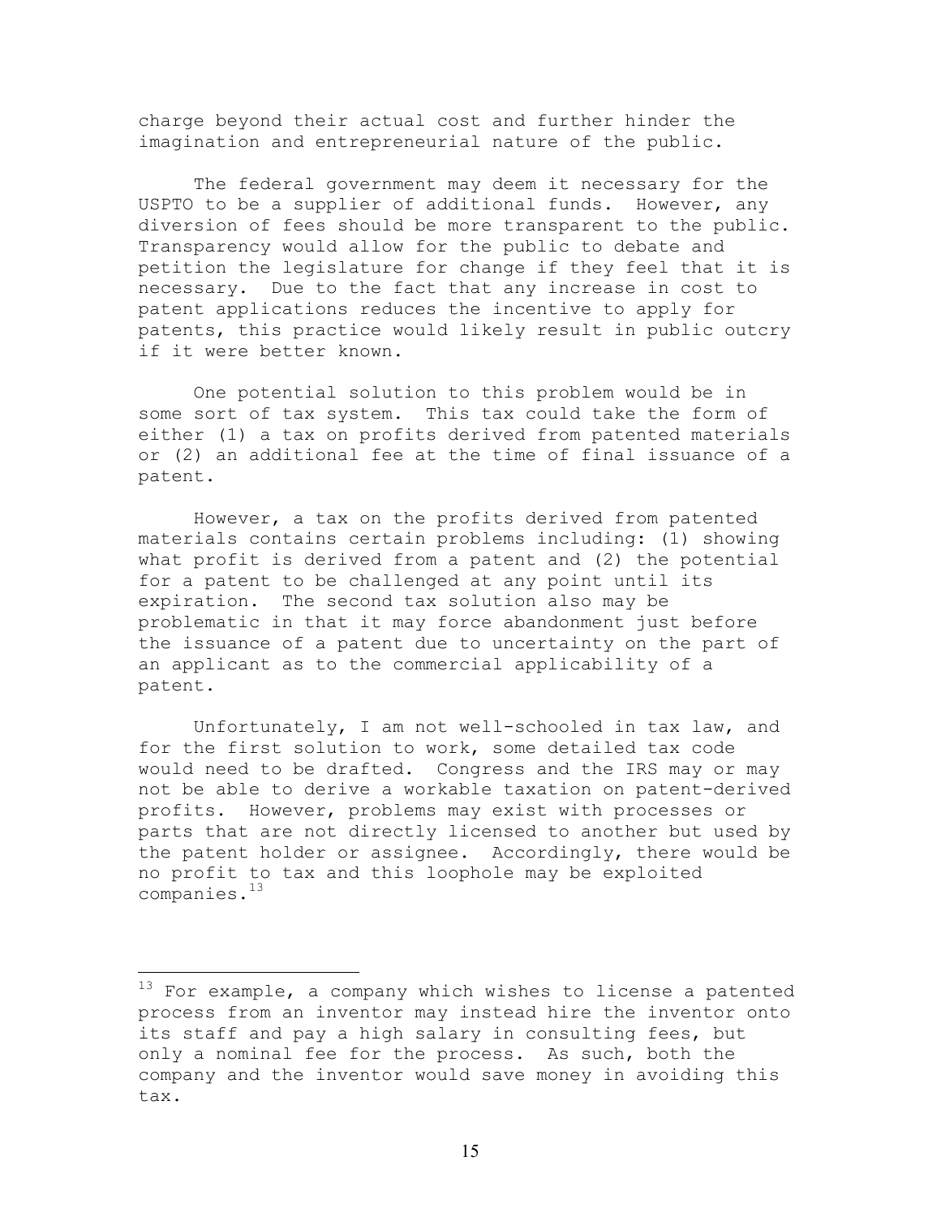charge beyond their actual cost and further hinder the imagination and entrepreneurial nature of the public.

The federal government may deem it necessary for the USPTO to be a supplier of additional funds. However, any diversion of fees should be more transparent to the public. Transparency would allow for the public to debate and petition the legislature for change if they feel that it is necessary. Due to the fact that any increase in cost to patent applications reduces the incentive to apply for patents, this practice would likely result in public outcry if it were better known.

One potential solution to this problem would be in some sort of tax system. This tax could take the form of either (1) a tax on profits derived from patented materials or (2) an additional fee at the time of final issuance of a patent.

However, a tax on the profits derived from patented materials contains certain problems including: (1) showing what profit is derived from a patent and (2) the potential for a patent to be challenged at any point until its expiration. The second tax solution also may be problematic in that it may force abandonment just before the issuance of a patent due to uncertainty on the part of an applicant as to the commercial applicability of a patent.

Unfortunately, I am not well-schooled in tax law, and for the first solution to work, some detailed tax code would need to be drafted. Congress and the IRS may or may not be able to derive a workable taxation on patent-derived profits. However, problems may exist with processes or parts that are not directly licensed to another but used by the patent holder or assignee. Accordingly, there would be no profit to tax and this loophole may be exploited companies.[13]

---

[13] For example, a company which wishes to license a patented process from an inventor may instead hire the inventor onto its staff and pay a high salary in consulting fees, but only a nominal fee for the process. As such, both the company and the inventor would save money in avoiding this tax.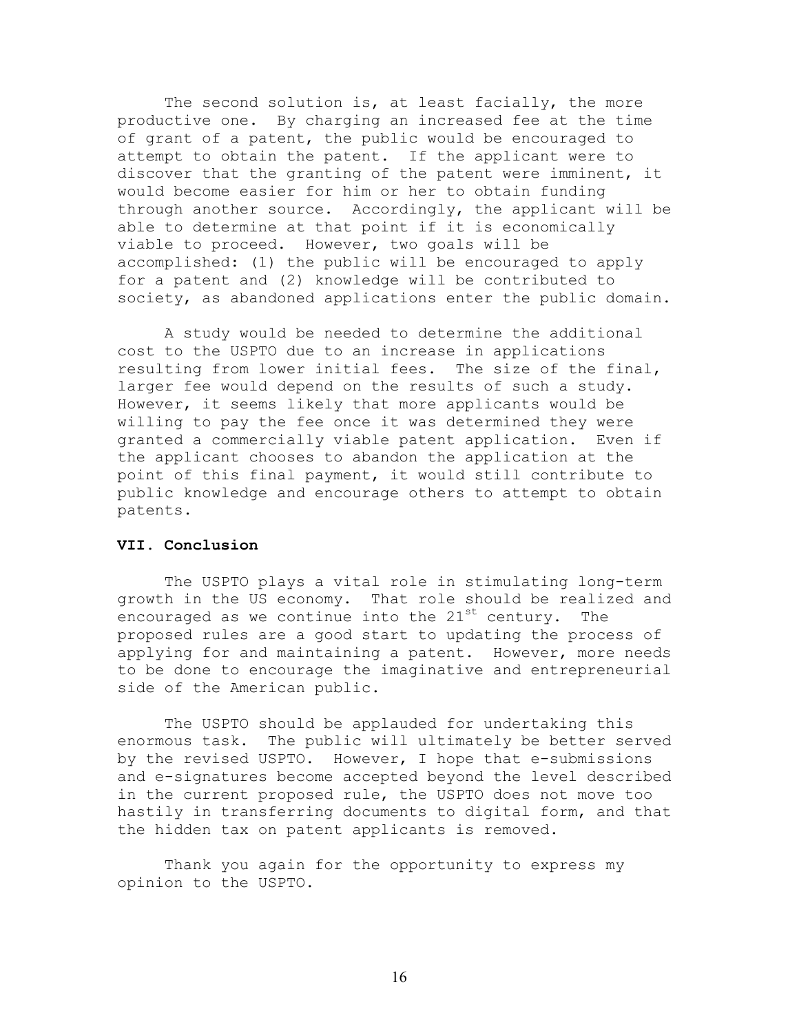The second solution is, at least facially, the more productive one. By charging an increased fee at the time of grant of a patent, the public would be encouraged to attempt to obtain the patent. If the applicant were to discover that the granting of the patent were imminent, it would become easier for him or her to obtain funding through another source. Accordingly, the applicant will be able to determine at that point if it is economically viable to proceed. However, two goals will be accomplished: (1) the public will be encouraged to apply for a patent and (2) knowledge will be contributed to society, as abandoned applications enter the public domain.

A study would be needed to determine the additional cost to the USPTO due to an increase in applications resulting from lower initial fees. The size of the final, larger fee would depend on the results of such a study. However, it seems likely that more applicants would be willing to pay the fee once it was determined they were granted a commercially viable patent application. Even if the applicant chooses to abandon the application at the point of this final payment, it would still contribute to public knowledge and encourage others to attempt to obtain patents.

## VII. Conclusion

The USPTO plays a vital role in stimulating long-term growth in the US economy. That role should be realized and encouraged as we continue into the 21st century. The proposed rules are a good start to updating the process of applying for and maintaining a patent. However, more needs to be done to encourage the imaginative and entrepreneurial side of the American public.

The USPTO should be applauded for undertaking this enormous task. The public will ultimately be better served by the revised USPTO. However, I hope that e-submissions and e-signatures become accepted beyond the level described in the current proposed rule, the USPTO does not move too hastily in transferring documents to digital form, and that the hidden tax on patent applicants is removed.

Thank you again for the opportunity to express my opinion to the USPTO.